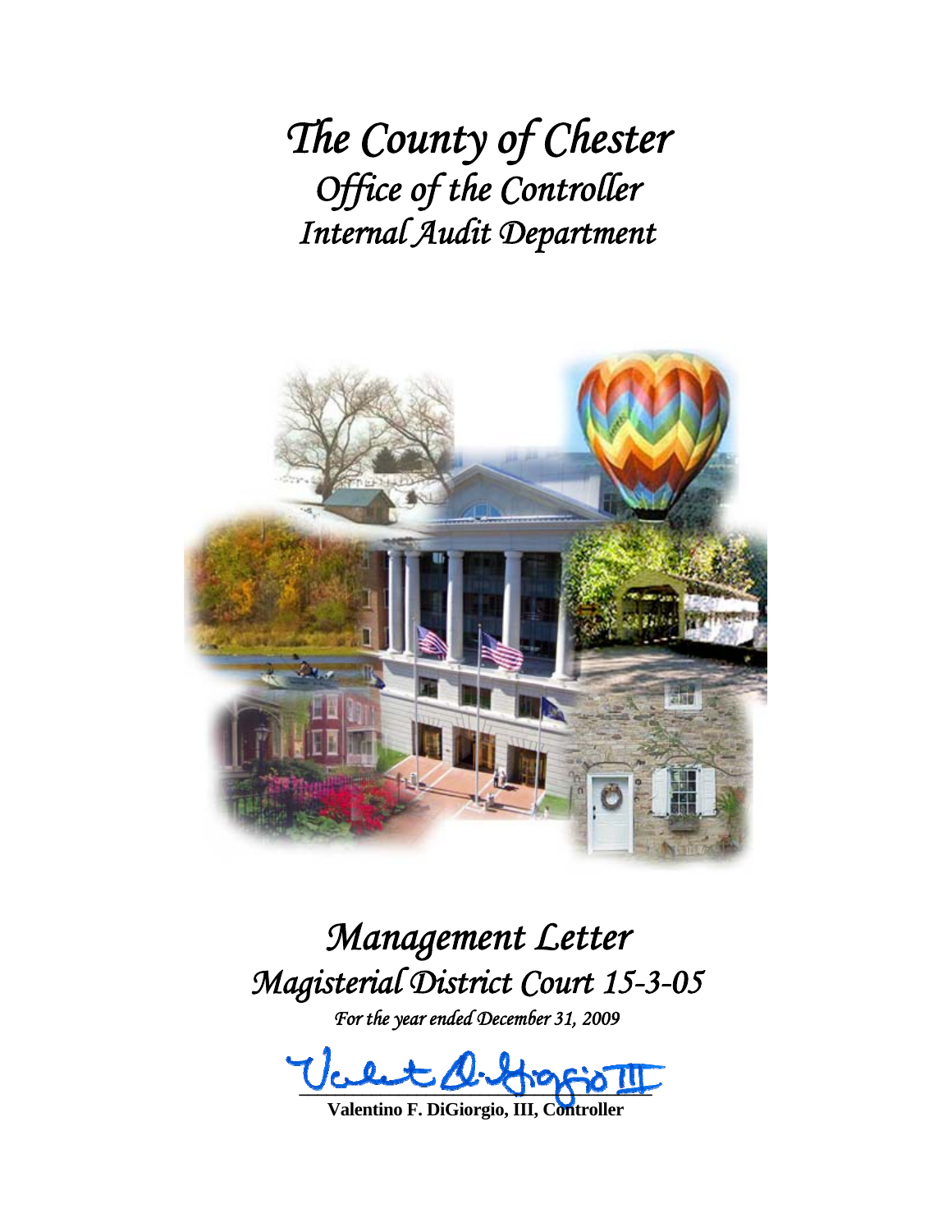# *The County of Chester*
## *Office of the Controller*
## *Internal Audit Department*

# *Management Letter*
## *Magisterial District Court 15-3-05*

*For the year ended December 31, 2009*

**Valentino F. DiGiorgio, III, Controller**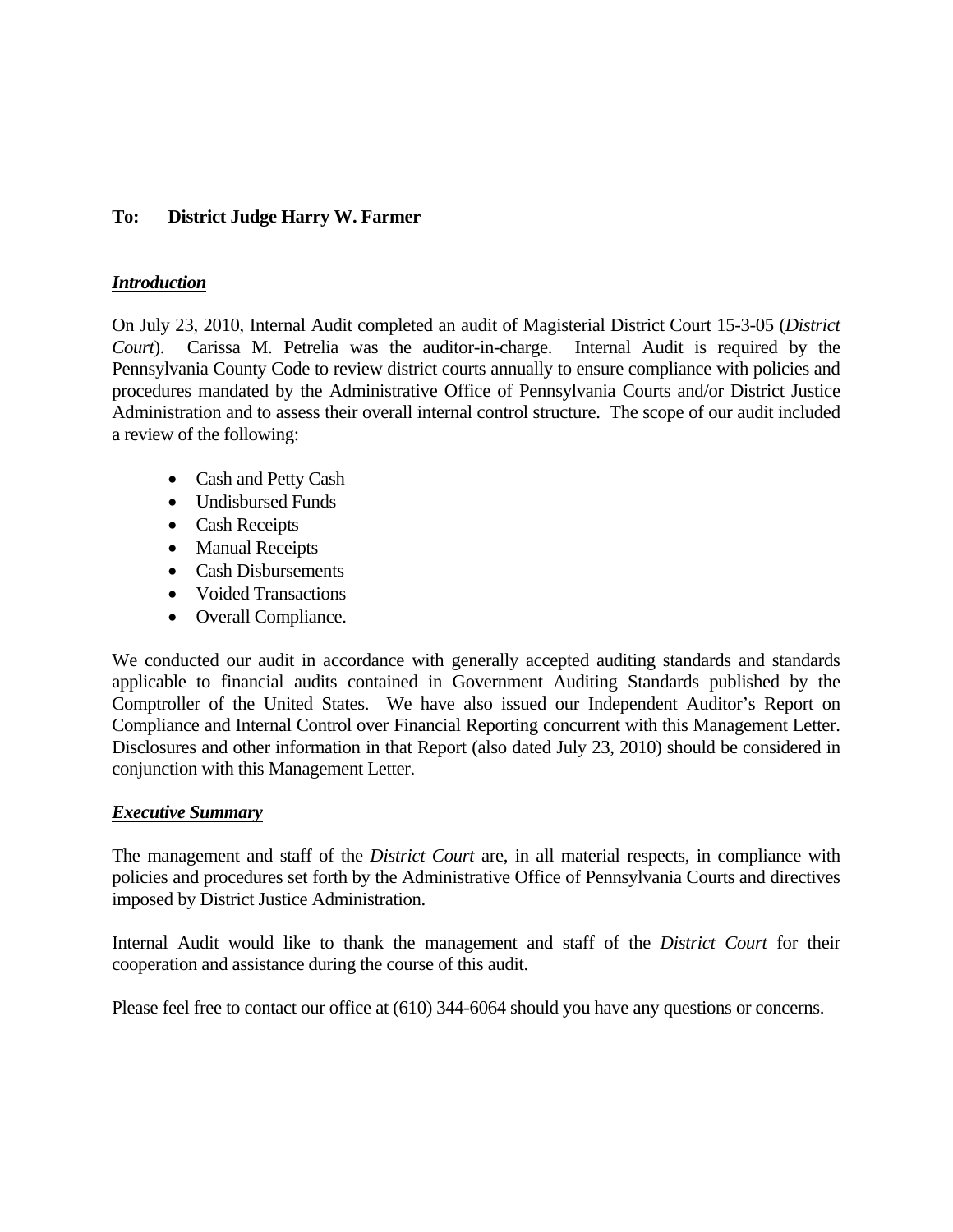**To: District Judge Harry W. Farmer**

***Introduction***

On July 23, 2010, Internal Audit completed an audit of Magisterial District Court 15-3-05 (*District Court*). Carissa M. Petrelia was the auditor-in-charge. Internal Audit is required by the Pennsylvania County Code to review district courts annually to ensure compliance with policies and procedures mandated by the Administrative Office of Pennsylvania Courts and/or District Justice Administration and to assess their overall internal control structure. The scope of our audit included a review of the following:

- Cash and Petty Cash
- Undisbursed Funds
- Cash Receipts
- Manual Receipts
- Cash Disbursements
- Voided Transactions
- Overall Compliance.

We conducted our audit in accordance with generally accepted auditing standards and standards applicable to financial audits contained in Government Auditing Standards published by the Comptroller of the United States. We have also issued our Independent Auditor's Report on Compliance and Internal Control over Financial Reporting concurrent with this Management Letter. Disclosures and other information in that Report (also dated July 23, 2010) should be considered in conjunction with this Management Letter.

***Executive Summary***

The management and staff of the *District Court* are, in all material respects, in compliance with policies and procedures set forth by the Administrative Office of Pennsylvania Courts and directives imposed by District Justice Administration.

Internal Audit would like to thank the management and staff of the *District Court* for their cooperation and assistance during the course of this audit.

Please feel free to contact our office at (610) 344-6064 should you have any questions or concerns.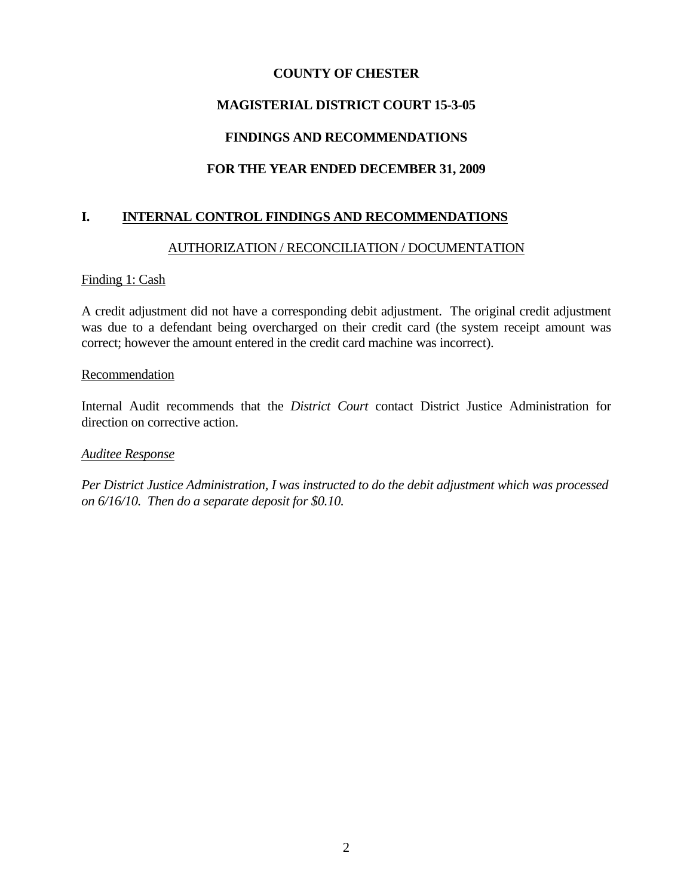**COUNTY OF CHESTER**

**MAGISTERIAL DISTRICT COURT 15-3-05**

**FINDINGS AND RECOMMENDATIONS**

**FOR THE YEAR ENDED DECEMBER 31, 2009**

## I. INTERNAL CONTROL FINDINGS AND RECOMMENDATIONS

AUTHORIZATION / RECONCILIATION / DOCUMENTATION

Finding 1: Cash

A credit adjustment did not have a corresponding debit adjustment. The original credit adjustment was due to a defendant being overcharged on their credit card (the system receipt amount was correct; however the amount entered in the credit card machine was incorrect).

Recommendation

Internal Audit recommends that the *District Court* contact District Justice Administration for direction on corrective action.

*Auditee Response*

*Per District Justice Administration, I was instructed to do the debit adjustment which was processed on 6/16/10. Then do a separate deposit for $0.10.*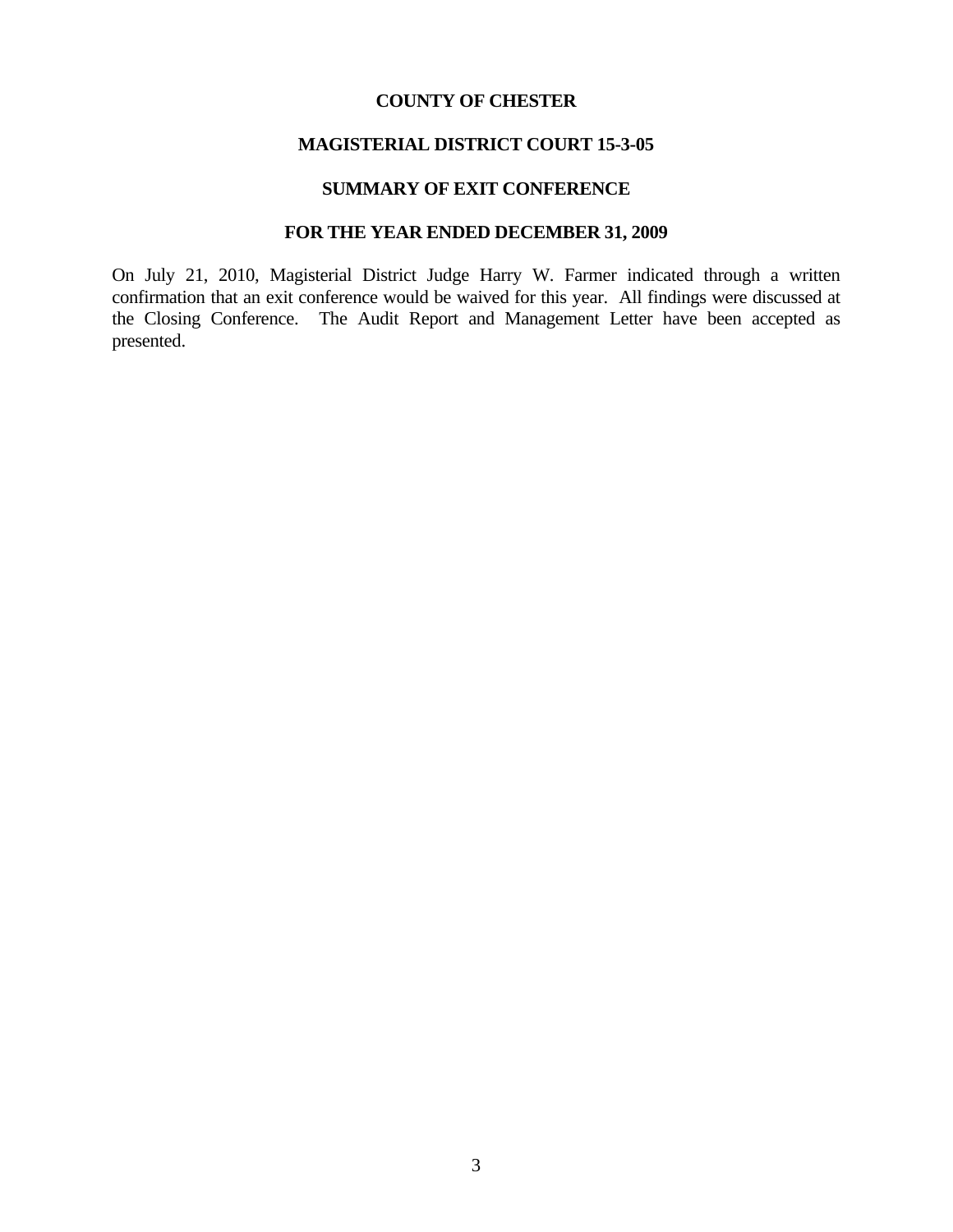**COUNTY OF CHESTER**

**MAGISTERIAL DISTRICT COURT 15-3-05**

**SUMMARY OF EXIT CONFERENCE**

**FOR THE YEAR ENDED DECEMBER 31, 2009**

On July 21, 2010, Magisterial District Judge Harry W. Farmer indicated through a written confirmation that an exit conference would be waived for this year. All findings were discussed at the Closing Conference. The Audit Report and Management Letter have been accepted as presented.